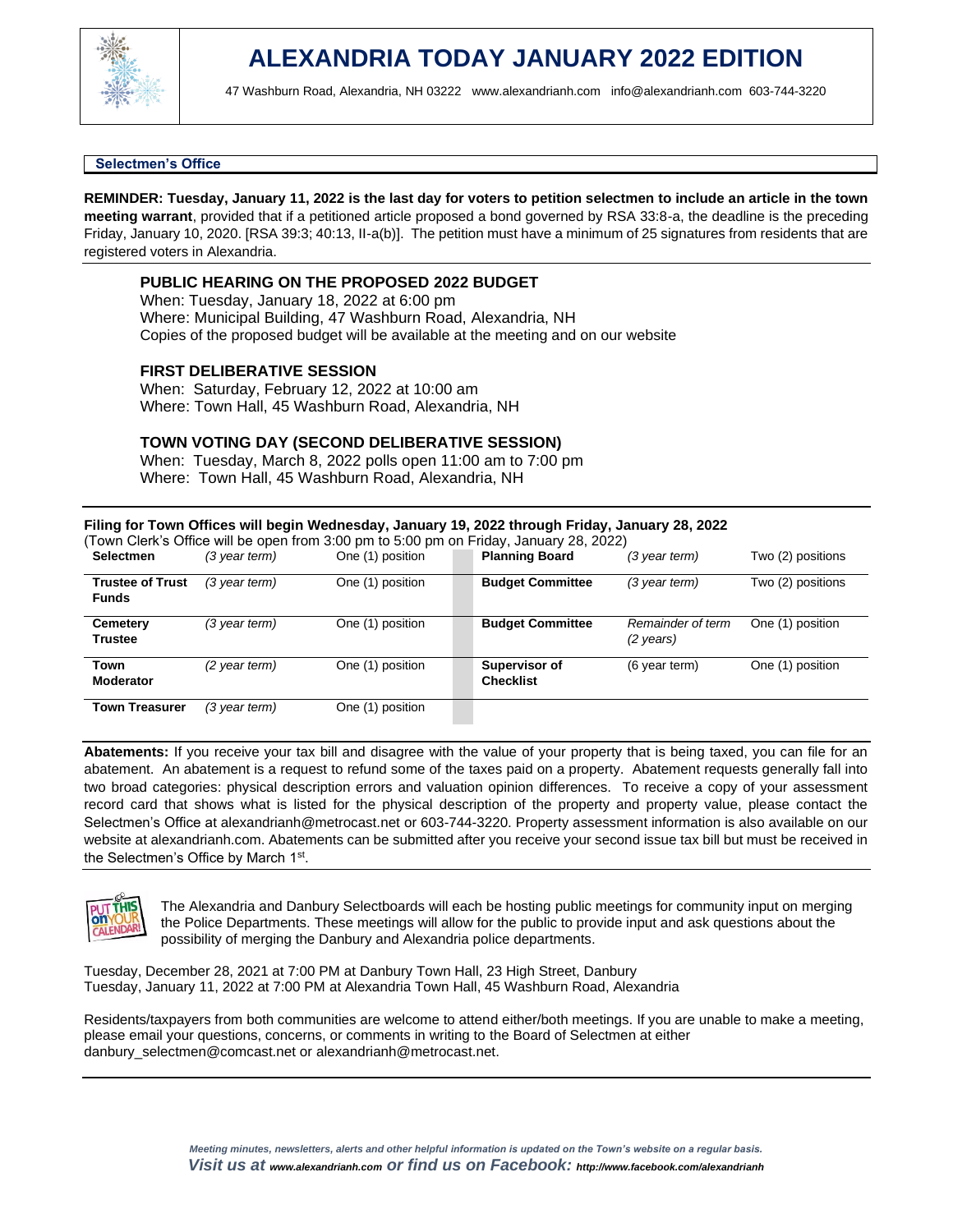# ALEXANDRIA TODAY JANUARY 2022 EDITION

47 Washburn Road, Alexandria, NH 03222 www.alexandrianh.com info@alexandrianh.com 603-744-3220

## Selectmen's Office

**REMINDER: Tuesday, January 11, 2022 is the last day for voters to petition selectmen to include an article in the town meeting warrant**, provided that if a petitioned article proposed a bond governed by RSA 33:8-a, the deadline is the preceding Friday, January 10, 2020. [RSA 39:3; 40:13, II-a(b)]. The petition must have a minimum of 25 signatures from residents that are registered voters in Alexandria.

### PUBLIC HEARING ON THE PROPOSED 2022 BUDGET

When: Tuesday, January 18, 2022 at 6:00 pm
Where: Municipal Building, 47 Washburn Road, Alexandria, NH
Copies of the proposed budget will be available at the meeting and on our website

### FIRST DELIBERATIVE SESSION

When: Saturday, February 12, 2022 at 10:00 am
Where: Town Hall, 45 Washburn Road, Alexandria, NH

### TOWN VOTING DAY (SECOND DELIBERATIVE SESSION)

When: Tuesday, March 8, 2022 polls open 11:00 am to 7:00 pm
Where: Town Hall, 45 Washburn Road, Alexandria, NH

**Filing for Town Offices will begin Wednesday, January 19, 2022 through Friday, January 28, 2022**
(Town Clerk's Office will be open from 3:00 pm to 5:00 pm on Friday, January 28, 2022)

| Office | Term | Positions | Office | Term | Positions |
|---|---|---|---|---|---|
| **Selectmen** | *(3 year term)* | One (1) position | **Planning Board** | *(3 year term)* | Two (2) positions |
| **Trustee of Trust Funds** | *(3 year term)* | One (1) position | **Budget Committee** | *(3 year term)* | Two (2) positions |
| **Cemetery Trustee** | *(3 year term)* | One (1) position | **Budget Committee** | *Remainder of term (2 years)* | One (1) position |
| **Town Moderator** | *(2 year term)* | One (1) position | **Supervisor of Checklist** | (6 year term) | One (1) position |
| **Town Treasurer** | *(3 year term)* | One (1) position | | | |

**Abatements:** If you receive your tax bill and disagree with the value of your property that is being taxed, you can file for an abatement. An abatement is a request to refund some of the taxes paid on a property. Abatement requests generally fall into two broad categories: physical description errors and valuation opinion differences. To receive a copy of your assessment record card that shows what is listed for the physical description of the property and property value, please contact the Selectmen's Office at alexandrianh@metrocast.net or 603-744-3220. Property assessment information is also available on our website at alexandrianh.com. Abatements can be submitted after you receive your second issue tax bill but must be received in the Selectmen's Office by March 1st.

The Alexandria and Danbury Selectboards will each be hosting public meetings for community input on merging the Police Departments. These meetings will allow for the public to provide input and ask questions about the possibility of merging the Danbury and Alexandria police departments.

Tuesday, December 28, 2021 at 7:00 PM at Danbury Town Hall, 23 High Street, Danbury
Tuesday, January 11, 2022 at 7:00 PM at Alexandria Town Hall, 45 Washburn Road, Alexandria

Residents/taxpayers from both communities are welcome to attend either/both meetings. If you are unable to make a meeting, please email your questions, concerns, or comments in writing to the Board of Selectmen at either danbury_selectmen@comcast.net or alexandrianh@metrocast.net.

*Meeting minutes, newsletters, alerts and other helpful information is updated on the Town's website on a regular basis.*
***Visit us at** www.alexandrianh.com **or find us on Facebook:** http://www.facebook.com/alexandrianh*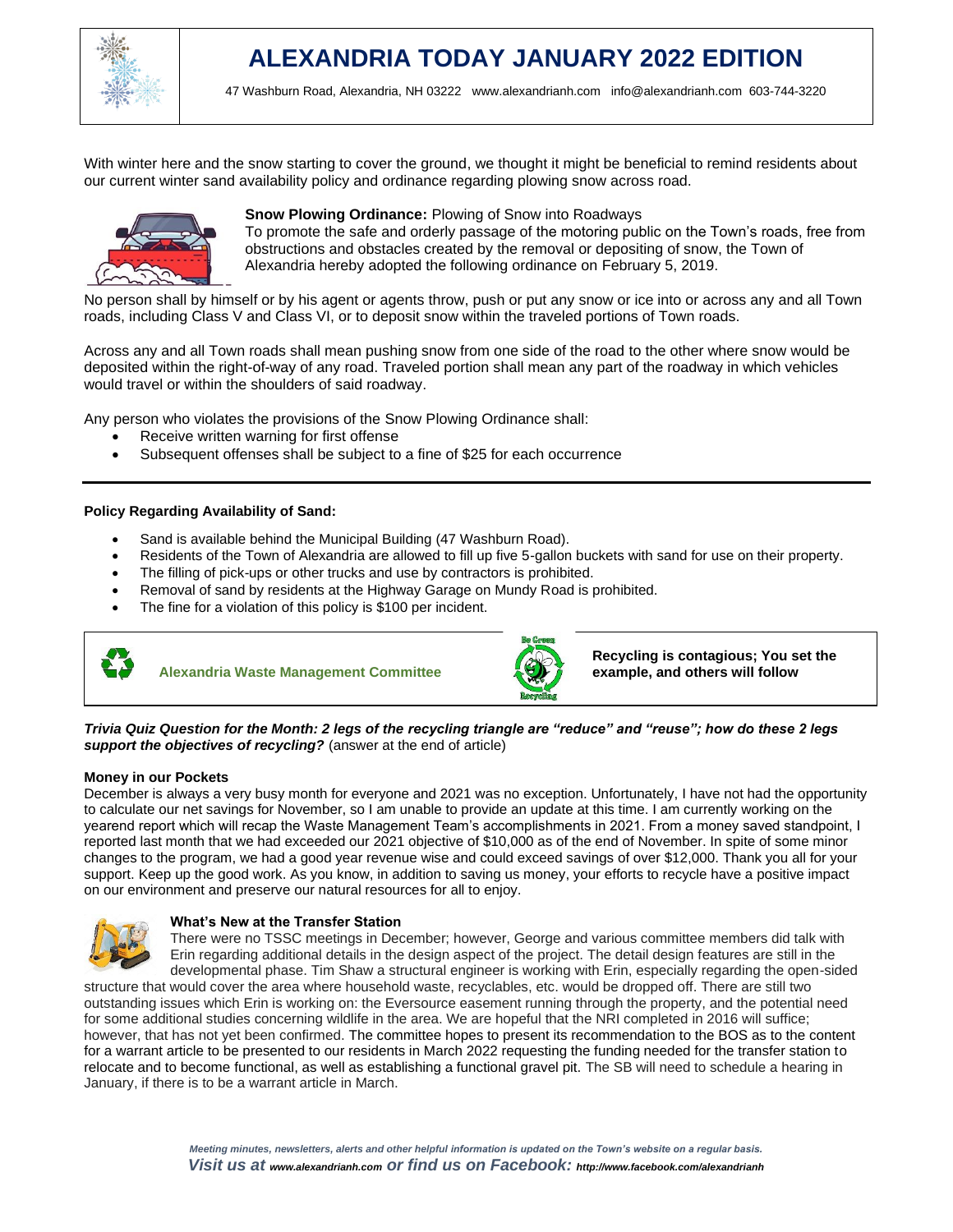# ALEXANDRIA TODAY JANUARY 2022 EDITION

47 Washburn Road, Alexandria, NH 03222 www.alexandrianh.com info@alexandrianh.com 603-744-3220

With winter here and the snow starting to cover the ground, we thought it might be beneficial to remind residents about our current winter sand availability policy and ordinance regarding plowing snow across road.

**Snow Plowing Ordinance:** Plowing of Snow into Roadways

To promote the safe and orderly passage of the motoring public on the Town's roads, free from obstructions and obstacles created by the removal or depositing of snow, the Town of Alexandria hereby adopted the following ordinance on February 5, 2019.

No person shall by himself or by his agent or agents throw, push or put any snow or ice into or across any and all Town roads, including Class V and Class VI, or to deposit snow within the traveled portions of Town roads.

Across any and all Town roads shall mean pushing snow from one side of the road to the other where snow would be deposited within the right-of-way of any road. Traveled portion shall mean any part of the roadway in which vehicles would travel or within the shoulders of said roadway.

Any person who violates the provisions of the Snow Plowing Ordinance shall:

- Receive written warning for first offense
- Subsequent offenses shall be subject to a fine of $25 for each occurrence

---

**Policy Regarding Availability of Sand:**

- Sand is available behind the Municipal Building (47 Washburn Road).
- Residents of the Town of Alexandria are allowed to fill up five 5-gallon buckets with sand for use on their property.
- The filling of pick-ups or other trucks and use by contractors is prohibited.
- Removal of sand by residents at the Highway Garage on Mundy Road is prohibited.
- The fine for a violation of this policy is $100 per incident.

**Alexandria Waste Management Committee**

**Recycling is contagious; You set the example, and others will follow**

***Trivia Quiz Question for the Month: 2 legs of the recycling triangle are "reduce" and "reuse"; how do these 2 legs support the objectives of recycling?*** (answer at the end of article)

**Money in our Pockets**

December is always a very busy month for everyone and 2021 was no exception. Unfortunately, I have not had the opportunity to calculate our net savings for November, so I am unable to provide an update at this time. I am currently working on the yearend report which will recap the Waste Management Team's accomplishments in 2021. From a money saved standpoint, I reported last month that we had exceeded our 2021 objective of $10,000 as of the end of November. In spite of some minor changes to the program, we had a good year revenue wise and could exceed savings of over $12,000. Thank you all for your support. Keep up the good work. As you know, in addition to saving us money, your efforts to recycle have a positive impact on our environment and preserve our natural resources for all to enjoy.

**What's New at the Transfer Station**

There were no TSSC meetings in December; however, George and various committee members did talk with Erin regarding additional details in the design aspect of the project. The detail design features are still in the developmental phase. Tim Shaw a structural engineer is working with Erin, especially regarding the open-sided structure that would cover the area where household waste, recyclables, etc. would be dropped off. There are still two outstanding issues which Erin is working on: the Eversource easement running through the property, and the potential need for some additional studies concerning wildlife in the area. We are hopeful that the NRI completed in 2016 will suffice; however, that has not yet been confirmed. The committee hopes to present its recommendation to the BOS as to the content for a warrant article to be presented to our residents in March 2022 requesting the funding needed for the transfer station to relocate and to become functional, as well as establishing a functional gravel pit. The SB will need to schedule a hearing in January, if there is to be a warrant article in March.

*Meeting minutes, newsletters, alerts and other helpful information is updated on the Town's website on a regular basis.*

***Visit us at www.alexandrianh.com or find us on Facebook: http://www.facebook.com/alexandrianh***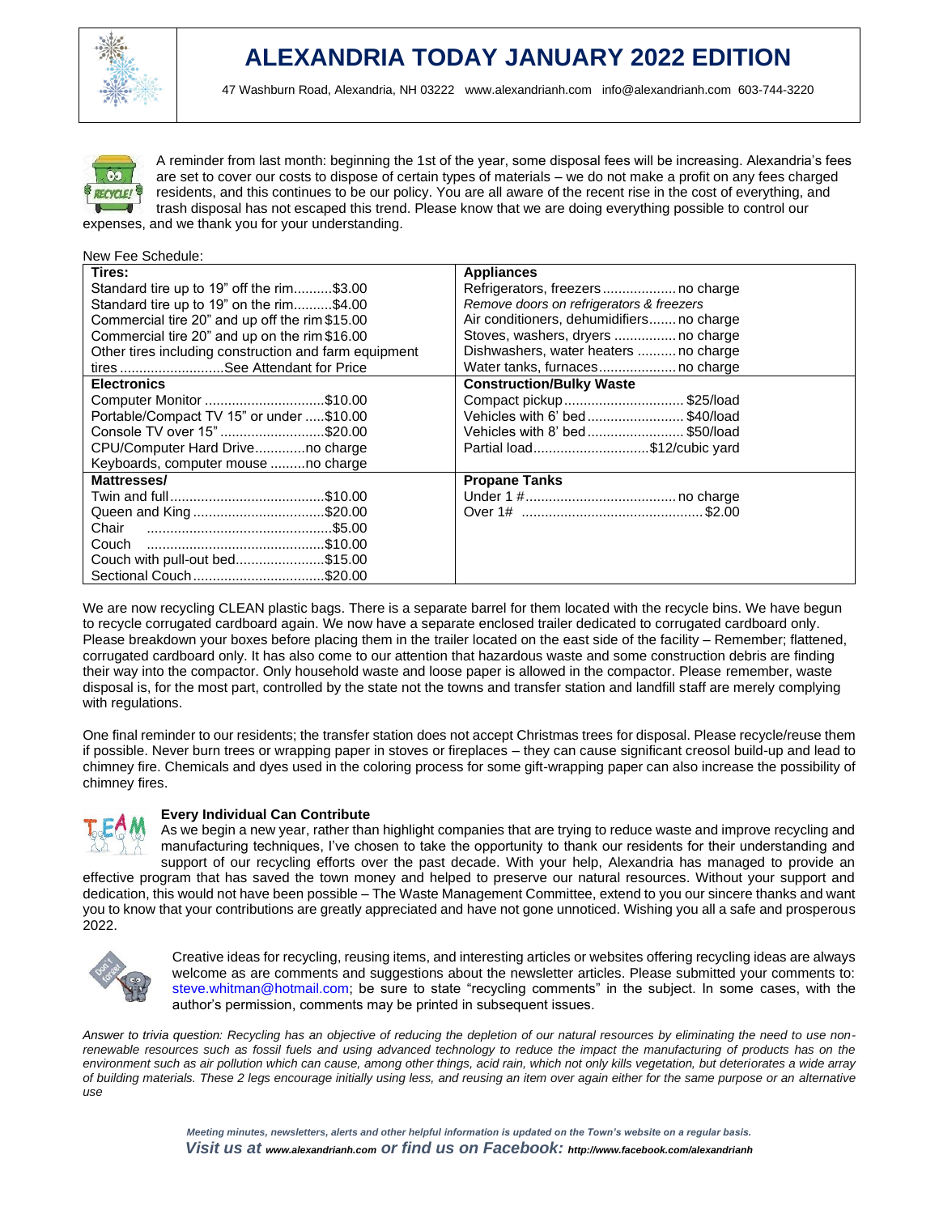# ALEXANDRIA TODAY JANUARY 2022 EDITION

47 Washburn Road, Alexandria, NH 03222 www.alexandrianh.com info@alexandrianh.com 603-744-3220

A reminder from last month: beginning the 1st of the year, some disposal fees will be increasing. Alexandria's fees are set to cover our costs to dispose of certain types of materials – we do not make a profit on any fees charged residents, and this continues to be our policy. You are all aware of the recent rise in the cost of everything, and trash disposal has not escaped this trend. Please know that we are doing everything possible to control our expenses, and we thank you for your understanding.

New Fee Schedule:

| Tires: | Appliances |
|---|---|
| Standard tire up to 19" off the rim..........$3.00 | Refrigerators, freezers.................. no charge |
| Standard tire up to 19" on the rim..........$4.00 | *Remove doors on refrigerators & freezers* |
| Commercial tire 20" and up off the rim $15.00 | Air conditioners, dehumidifiers....... no charge |
| Commercial tire 20" and up on the rim $16.00 | Stoves, washers, dryers ................ no charge |
| Other tires including construction and farm equipment | Dishwashers, water heaters .......... no charge |
| tires ...........................See Attendant for Price | Water tanks, furnaces.................... no charge |
| **Electronics** | **Construction/Bulky Waste** |
| Computer Monitor ...............................$10.00 | Compact pickup.............................. $25/load |
| Portable/Compact TV 15" or under .....$10.00 | Vehicles with 6' bed ......................... $40/load |
| Console TV over 15" ...........................$20.00 | Vehicles with 8' bed ......................... $50/load |
| CPU/Computer Hard Drive.............no charge | Partial load..............................$12/cubic yard |
| Keyboards, computer mouse .........no charge | |
| **Mattresses/** | **Propane Tanks** |
| Twin and full........................................$10.00 | Under 1 #....................................... no charge |
| Queen and King ..................................$20.00 | Over 1# ..............................................$2.00 |
| Chair ...............................................$5.00 | |
| Couch .............................................$10.00 | |
| Couch with pull-out bed.......................$15.00 | |
| Sectional Couch ..................................$20.00 | |

We are now recycling CLEAN plastic bags. There is a separate barrel for them located with the recycle bins. We have begun to recycle corrugated cardboard again. We now have a separate enclosed trailer dedicated to corrugated cardboard only. Please breakdown your boxes before placing them in the trailer located on the east side of the facility – Remember; flattened, corrugated cardboard only. It has also come to our attention that hazardous waste and some construction debris are finding their way into the compactor. Only household waste and loose paper is allowed in the compactor. Please remember, waste disposal is, for the most part, controlled by the state not the towns and transfer station and landfill staff are merely complying with regulations.

One final reminder to our residents; the transfer station does not accept Christmas trees for disposal. Please recycle/reuse them if possible. Never burn trees or wrapping paper in stoves or fireplaces – they can cause significant creosol build-up and lead to chimney fire. Chemicals and dyes used in the coloring process for some gift-wrapping paper can also increase the possibility of chimney fires.

**Every Individual Can Contribute**

As we begin a new year, rather than highlight companies that are trying to reduce waste and improve recycling and manufacturing techniques, I've chosen to take the opportunity to thank our residents for their understanding and support of our recycling efforts over the past decade. With your help, Alexandria has managed to provide an effective program that has saved the town money and helped to preserve our natural resources. Without your support and dedication, this would not have been possible – The Waste Management Committee, extend to you our sincere thanks and want you to know that your contributions are greatly appreciated and have not gone unnoticed. Wishing you all a safe and prosperous 2022.

Creative ideas for recycling, reusing items, and interesting articles or websites offering recycling ideas are always welcome as are comments and suggestions about the newsletter articles. Please submitted your comments to: steve.whitman@hotmail.com; be sure to state "recycling comments" in the subject. In some cases, with the author's permission, comments may be printed in subsequent issues.

*Answer to trivia question: Recycling has an objective of reducing the depletion of our natural resources by eliminating the need to use non-renewable resources such as fossil fuels and using advanced technology to reduce the impact the manufacturing of products has on the environment such as air pollution which can cause, among other things, acid rain, which not only kills vegetation, but deteriorates a wide array of building materials. These 2 legs encourage initially using less, and reusing an item over again either for the same purpose or an alternative use*

***Meeting minutes, newsletters, alerts and other helpful information is updated on the Town's website on a regular basis.***

***Visit us at www.alexandrianh.com or find us on Facebook: http://www.facebook.com/alexandrianh***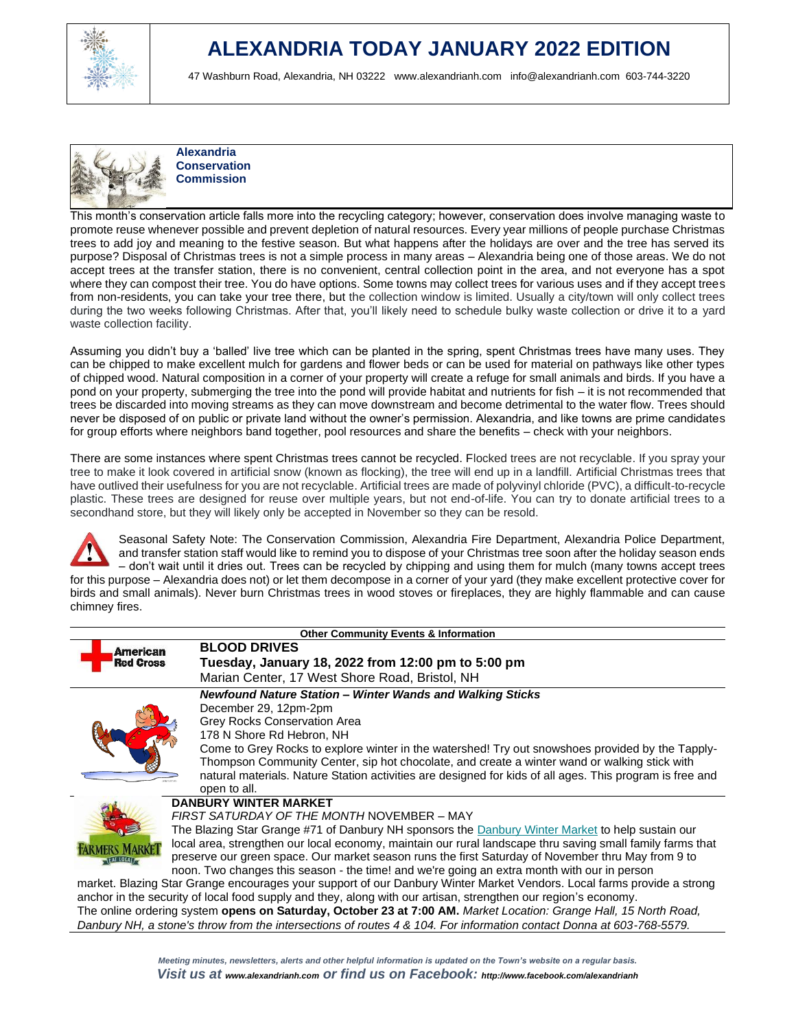# ALEXANDRIA TODAY JANUARY 2022 EDITION

47 Washburn Road, Alexandria, NH 03222 www.alexandrianh.com info@alexandrianh.com 603-744-3220

## Alexandria Conservation Commission

This month's conservation article falls more into the recycling category; however, conservation does involve managing waste to promote reuse whenever possible and prevent depletion of natural resources. Every year millions of people purchase Christmas trees to add joy and meaning to the festive season. But what happens after the holidays are over and the tree has served its purpose? Disposal of Christmas trees is not a simple process in many areas – Alexandria being one of those areas. We do not accept trees at the transfer station, there is no convenient, central collection point in the area, and not everyone has a spot where they can compost their tree. You do have options. Some towns may collect trees for various uses and if they accept trees from non-residents, you can take your tree there, but the collection window is limited. Usually a city/town will only collect trees during the two weeks following Christmas. After that, you'll likely need to schedule bulky waste collection or drive it to a yard waste collection facility.

Assuming you didn't buy a 'balled' live tree which can be planted in the spring, spent Christmas trees have many uses. They can be chipped to make excellent mulch for gardens and flower beds or can be used for material on pathways like other types of chipped wood. Natural composition in a corner of your property will create a refuge for small animals and birds. If you have a pond on your property, submerging the tree into the pond will provide habitat and nutrients for fish – it is not recommended that trees be discarded into moving streams as they can move downstream and become detrimental to the water flow. Trees should never be disposed of on public or private land without the owner's permission. Alexandria, and like towns are prime candidates for group efforts where neighbors band together, pool resources and share the benefits – check with your neighbors.

There are some instances where spent Christmas trees cannot be recycled. Flocked trees are not recyclable. If you spray your tree to make it look covered in artificial snow (known as flocking), the tree will end up in a landfill. Artificial Christmas trees that have outlived their usefulness for you are not recyclable. Artificial trees are made of polyvinyl chloride (PVC), a difficult-to-recycle plastic. These trees are designed for reuse over multiple years, but not end-of-life. You can try to donate artificial trees to a secondhand store, but they will likely only be accepted in November so they can be resold.

Seasonal Safety Note: The Conservation Commission, Alexandria Fire Department, Alexandria Police Department, and transfer station staff would like to remind you to dispose of your Christmas tree soon after the holiday season ends – don't wait until it dries out. Trees can be recycled by chipping and using them for mulch (many towns accept trees for this purpose – Alexandria does not) or let them decompose in a corner of your yard (they make excellent protective cover for birds and small animals). Never burn Christmas trees in wood stoves or fireplaces, they are highly flammable and can cause chimney fires.

## Other Community Events & Information

**BLOOD DRIVES**
**Tuesday, January 18, 2022 from 12:00 pm to 5:00 pm**
Marian Center, 17 West Shore Road, Bristol, NH

***Newfound Nature Station – Winter Wands and Walking Sticks***
December 29, 12pm-2pm
Grey Rocks Conservation Area
178 N Shore Rd Hebron, NH
Come to Grey Rocks to explore winter in the watershed! Try out snowshoes provided by the Tapply-Thompson Community Center, sip hot chocolate, and create a winter wand or walking stick with natural materials. Nature Station activities are designed for kids of all ages. This program is free and open to all.

**DANBURY WINTER MARKET**
*FIRST SATURDAY OF THE MONTH* NOVEMBER – MAY
The Blazing Star Grange #71 of Danbury NH sponsors the Danbury Winter Market to help sustain our local area, strengthen our local economy, maintain our rural landscape thru saving small family farms that preserve our green space. Our market season runs the first Saturday of November thru May from 9 to noon. Two changes this season - the time! and we're going an extra month with our in person market. Blazing Star Grange encourages your support of our Danbury Winter Market Vendors. Local farms provide a strong anchor in the security of local food supply and they, along with our artisan, strengthen our region's economy.
The online ordering system **opens on Saturday, October 23 at 7:00 AM.** *Market Location: Grange Hall, 15 North Road, Danbury NH, a stone's throw from the intersections of routes 4 & 104. For information contact Donna at 603-768-5579.*

*Meeting minutes, newsletters, alerts and other helpful information is updated on the Town's website on a regular basis.*
***Visit us at www.alexandrianh.com or find us on Facebook: http://www.facebook.com/alexandrianh***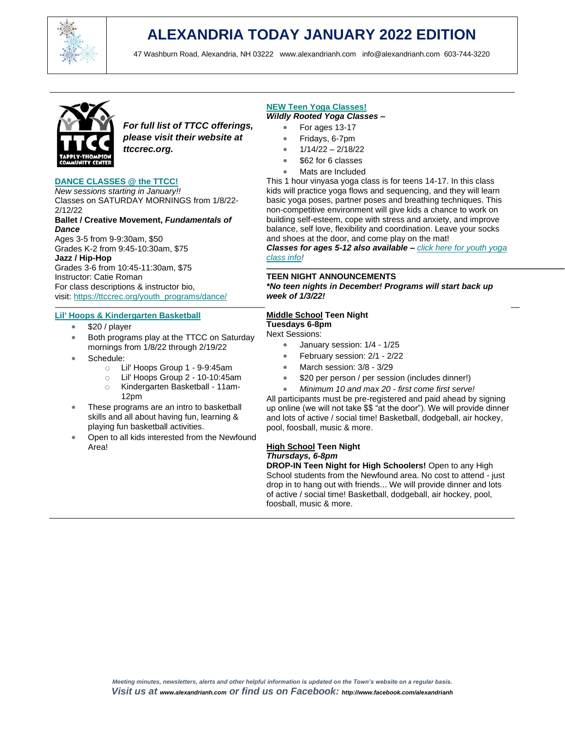# ALEXANDRIA TODAY JANUARY 2022 EDITION

47 Washburn Road, Alexandria, NH 03222 www.alexandrianh.com info@alexandrianh.com 603-744-3220

***For full list of TTCC offerings, please visit their website at ttccrec.org.***

## DANCE CLASSES @ the TTCC!

*New sessions starting in January!!*
Classes on SATURDAY MORNINGS from 1/8/22-2/12/22

**Ballet / Creative Movement, *Fundamentals of Dance***
Ages 3-5 from 9-9:30am, $50
Grades K-2 from 9:45-10:30am, $75

**Jazz / Hip-Hop**
Grades 3-6 from 10:45-11:30am, $75
Instructor: Catie Roman
For class descriptions & instructor bio, visit: https://ttccrec.org/youth_programs/dance/

## Lil' Hoops & Kindergarten Basketball

- $20 / player
- Both programs play at the TTCC on Saturday mornings from 1/8/22 through 2/19/22
- Schedule:
  - Lil' Hoops Group 1 - 9-9:45am
  - Lil' Hoops Group 2 - 10-10:45am
  - Kindergarten Basketball - 11am-12pm
- These programs are an intro to basketball skills and all about having fun, learning & playing fun basketball activities.
- Open to all kids interested from the Newfound Area!

## NEW Teen Yoga Classes!

***Wildly Rooted Yoga Classes –***

- For ages 13-17
- Fridays, 6-7pm
- 1/14/22 – 2/18/22
- $62 for 6 classes
- Mats are Included

This 1 hour vinyasa yoga class is for teens 14-17. In this class kids will practice yoga flows and sequencing, and they will learn basic yoga poses, partner poses and breathing techniques. This non-competitive environment will give kids a chance to work on building self-esteem, cope with stress and anxiety, and improve balance, self love, flexibility and coordination. Leave your socks and shoes at the door, and come play on the mat!

***Classes for ages 5-12 also available –** click here for youth yoga class info!*

## TEEN NIGHT ANNOUNCEMENTS

***\*No teen nights in December! Programs will start back up week of 1/3/22!***

### Middle School Teen Night

**Tuesdays 6-8pm**
Next Sessions:

- January session: 1/4 - 1/25
- February session: 2/1 - 2/22
- March session: 3/8 - 3/29
- $20 per person / per session (includes dinner!)
- *Minimum 10 and max 20 - first come first serve!*

All participants must be pre-registered and paid ahead by signing up online (we will not take $$ "at the door"). We will provide dinner and lots of active / social time! Basketball, dodgeball, air hockey, pool, foosball, music & more.

### High School Teen Night

***Thursdays, 6-8pm***

**DROP-IN Teen Night for High Schoolers!** Open to any High School students from the Newfound area. No cost to attend - just drop in to hang out with friends... We will provide dinner and lots of active / social time! Basketball, dodgeball, air hockey, pool, foosball, music & more.

*Meeting minutes, newsletters, alerts and other helpful information is updated on the Town's website on a regular basis.*

***Visit us at www.alexandrianh.com or find us on Facebook: http://www.facebook.com/alexandrianh***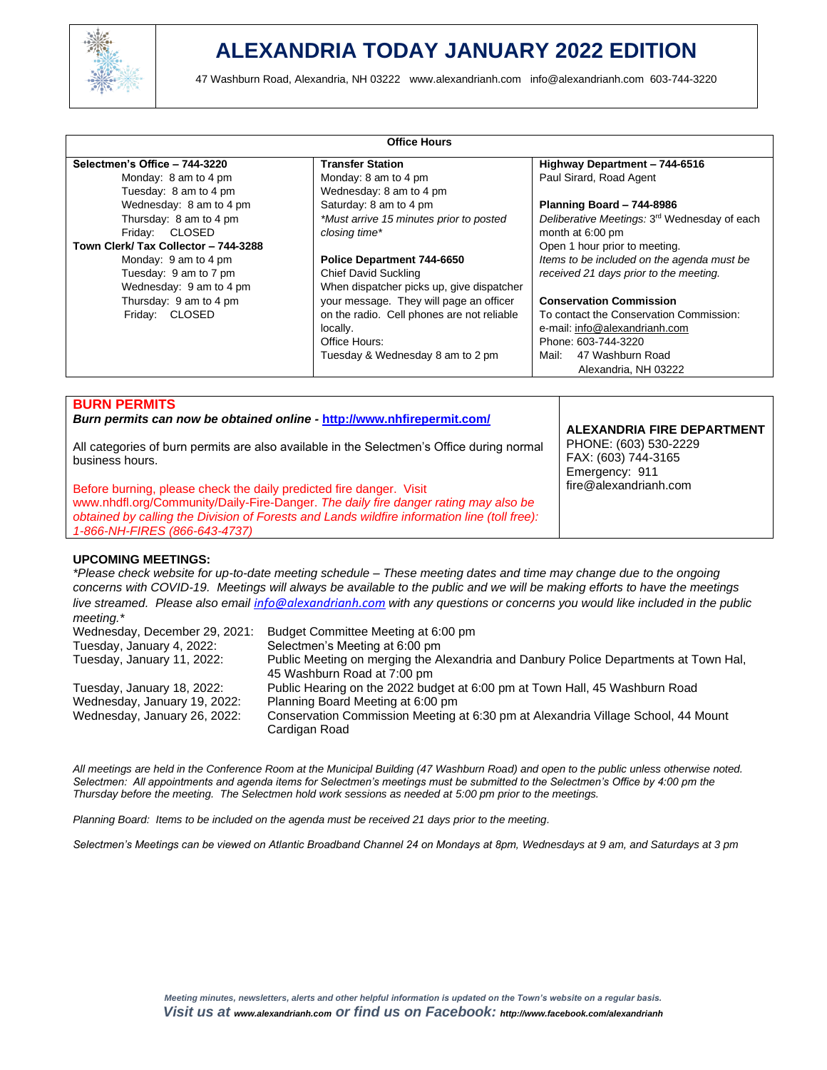# ALEXANDRIA TODAY JANUARY 2022 EDITION

47 Washburn Road, Alexandria, NH 03222 www.alexandrianh.com info@alexandrianh.com 603-744-3220

## Office Hours

**Selectmen's Office – 744-3220**
Monday: 8 am to 4 pm
Tuesday: 8 am to 4 pm
Wednesday: 8 am to 4 pm
Thursday: 8 am to 4 pm
Friday: CLOSED

**Town Clerk/ Tax Collector – 744-3288**
Monday: 9 am to 4 pm
Tuesday: 9 am to 7 pm
Wednesday: 9 am to 4 pm
Thursday: 9 am to 4 pm
Friday: CLOSED

**Transfer Station**
Monday: 8 am to 4 pm
Wednesday: 8 am to 4 pm
Saturday: 8 am to 4 pm
*Must arrive 15 minutes prior to posted closing time*

**Police Department 744-6650**
Chief David Suckling
When dispatcher picks up, give dispatcher your message. They will page an officer on the radio. Cell phones are not reliable locally.
Office Hours:
Tuesday & Wednesday 8 am to 2 pm

**Highway Department – 744-6516**
Paul Sirard, Road Agent

**Planning Board – 744-8986**
*Deliberative Meetings:* 3rd Wednesday of each month at 6:00 pm
Open 1 hour prior to meeting.
*Items to be included on the agenda must be received 21 days prior to the meeting.*

**Conservation Commission**
To contact the Conservation Commission:
e-mail: info@alexandrianh.com
Phone: 603-744-3220
Mail: 47 Washburn Road
Alexandria, NH 03222

## BURN PERMITS

***Burn permits can now be obtained online -* http://www.nhfirepermit.com/**

All categories of burn permits are also available in the Selectmen's Office during normal business hours.

Before burning, please check the daily predicted fire danger. Visit www.nhdfl.org/Community/Daily-Fire-Danger. *The daily fire danger rating may also be obtained by calling the Division of Forests and Lands wildfire information line (toll free): 1-866-NH-FIRES (866-643-4737)*

**ALEXANDRIA FIRE DEPARTMENT**
PHONE: (603) 530-2229
FAX: (603) 744-3165
Emergency: 911
fire@alexandrianh.com

## UPCOMING MEETINGS:

*\*Please check website for up-to-date meeting schedule – These meeting dates and time may change due to the ongoing concerns with COVID-19. Meetings will always be available to the public and we will be making efforts to have the meetings live streamed. Please also email info@alexandrianh.com with any questions or concerns you would like included in the public meeting.\**

| | |
|---|---|
| Wednesday, December 29, 2021: | Budget Committee Meeting at 6:00 pm |
| Tuesday, January 4, 2022: | Selectmen's Meeting at 6:00 pm |
| Tuesday, January 11, 2022: | Public Meeting on merging the Alexandria and Danbury Police Departments at Town Hal, 45 Washburn Road at 7:00 pm |
| Tuesday, January 18, 2022: | Public Hearing on the 2022 budget at 6:00 pm at Town Hall, 45 Washburn Road |
| Wednesday, January 19, 2022: | Planning Board Meeting at 6:00 pm |
| Wednesday, January 26, 2022: | Conservation Commission Meeting at 6:30 pm at Alexandria Village School, 44 Mount Cardigan Road |

*All meetings are held in the Conference Room at the Municipal Building (47 Washburn Road) and open to the public unless otherwise noted. Selectmen: All appointments and agenda items for Selectmen's meetings must be submitted to the Selectmen's Office by 4:00 pm the Thursday before the meeting. The Selectmen hold work sessions as needed at 5:00 pm prior to the meetings.*

*Planning Board: Items to be included on the agenda must be received 21 days prior to the meeting.*

*Selectmen's Meetings can be viewed on Atlantic Broadband Channel 24 on Mondays at 8pm, Wednesdays at 9 am, and Saturdays at 3 pm*

***Meeting minutes, newsletters, alerts and other helpful information is updated on the Town's website on a regular basis.***

***Visit us at www.alexandrianh.com or find us on Facebook: http://www.facebook.com/alexandrianh***